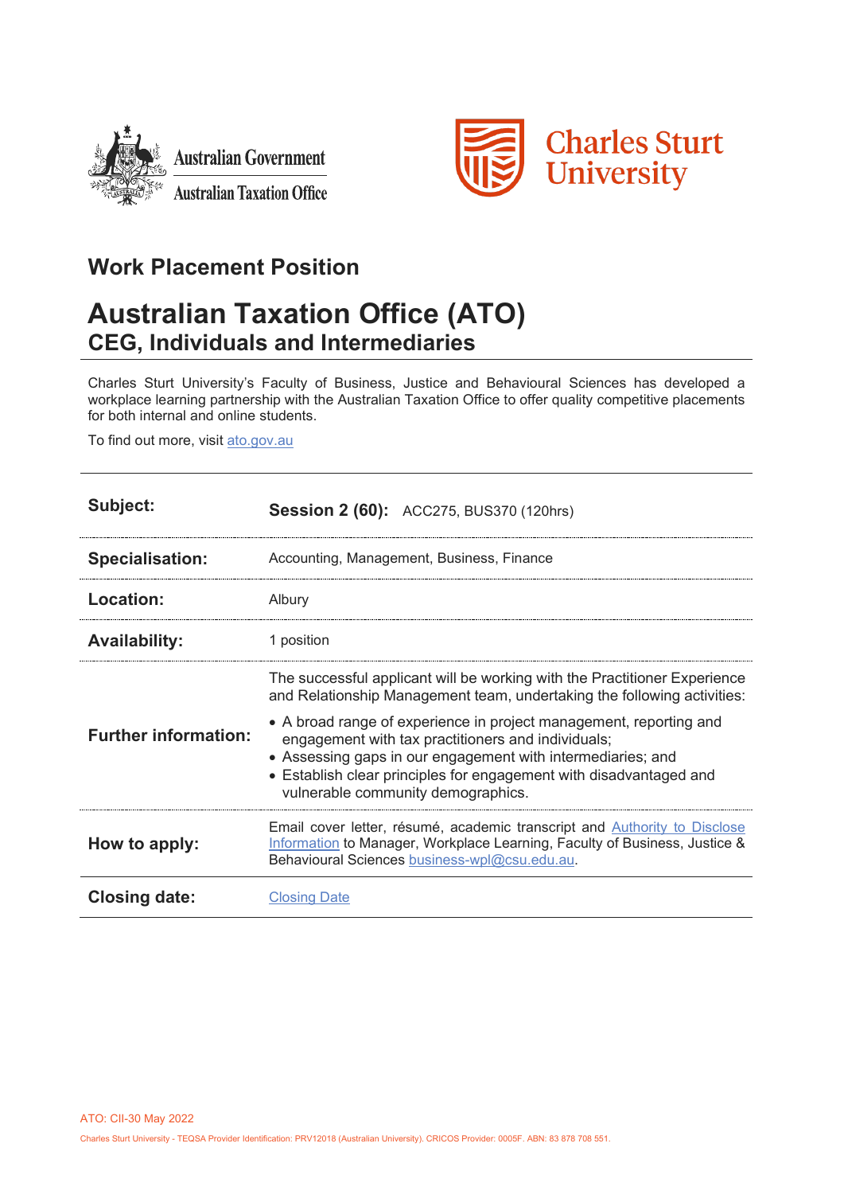Australian Government
Australian Taxation Office

Charles Sturt University

## Work Placement Position

# Australian Taxation Office (ATO)

## CEG, Individuals and Intermediaries

Charles Sturt University's Faculty of Business, Justice and Behavioural Sciences has developed a workplace learning partnership with the Australian Taxation Office to offer quality competitive placements for both internal and online students.

To find out more, visit [ato.gov.au](ato.gov.au)

| | |
|---|---|
| **Subject:** | **Session 2 (60):** ACC275, BUS370 (120hrs) |
| **Specialisation:** | Accounting, Management, Business, Finance |
| **Location:** | Albury |
| **Availability:** | 1 position |
| **Further information:** | The successful applicant will be working with the Practitioner Experience and Relationship Management team, undertaking the following activities:<br>• A broad range of experience in project management, reporting and engagement with tax practitioners and individuals;<br>• Assessing gaps in our engagement with intermediaries; and<br>• Establish clear principles for engagement with disadvantaged and vulnerable community demographics. |
| **How to apply:** | Email cover letter, résumé, academic transcript and Authority to Disclose Information to Manager, Workplace Learning, Faculty of Business, Justice & Behavioural Sciences business-wpl@csu.edu.au. |
| **Closing date:** | Closing Date |

ATO: CII-30 May 2022

Charles Sturt University - TEQSA Provider Identification: PRV12018 (Australian University). CRICOS Provider: 0005F. ABN: 83 878 708 551.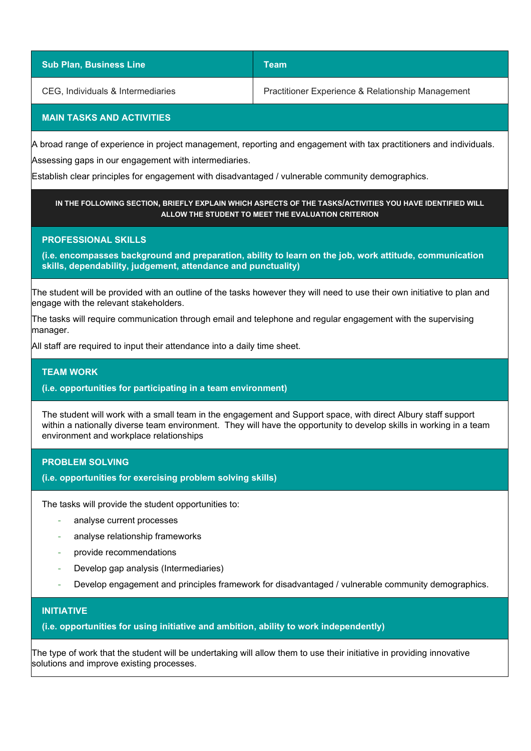| Sub Plan, Business Line | Team |
| --- | --- |
| CEG, Individuals & Intermediaries | Practitioner Experience & Relationship Management |

## MAIN TASKS AND ACTIVITIES

A broad range of experience in project management, reporting and engagement with tax practitioners and individuals.

Assessing gaps in our engagement with intermediaries.

Establish clear principles for engagement with disadvantaged / vulnerable community demographics.

**IN THE FOLLOWING SECTION, BRIEFLY EXPLAIN WHICH ASPECTS OF THE TASKS/ACTIVITIES YOU HAVE IDENTIFIED WILL ALLOW THE STUDENT TO MEET THE EVALUATION CRITERION**

## PROFESSIONAL SKILLS

**(i.e. encompasses background and preparation, ability to learn on the job, work attitude, communication skills, dependability, judgement, attendance and punctuality)**

The student will be provided with an outline of the tasks however they will need to use their own initiative to plan and engage with the relevant stakeholders.

The tasks will require communication through email and telephone and regular engagement with the supervising manager.

All staff are required to input their attendance into a daily time sheet.

## TEAM WORK

**(i.e. opportunities for participating in a team environment)**

The student will work with a small team in the engagement and Support space, with direct Albury staff support within a nationally diverse team environment. They will have the opportunity to develop skills in working in a team environment and workplace relationships

## PROBLEM SOLVING

**(i.e. opportunities for exercising problem solving skills)**

The tasks will provide the student opportunities to:

- analyse current processes
- analyse relationship frameworks
- provide recommendations
- Develop gap analysis (Intermediaries)
- Develop engagement and principles framework for disadvantaged / vulnerable community demographics.

## INITIATIVE

**(i.e. opportunities for using initiative and ambition, ability to work independently)**

The type of work that the student will be undertaking will allow them to use their initiative in providing innovative solutions and improve existing processes.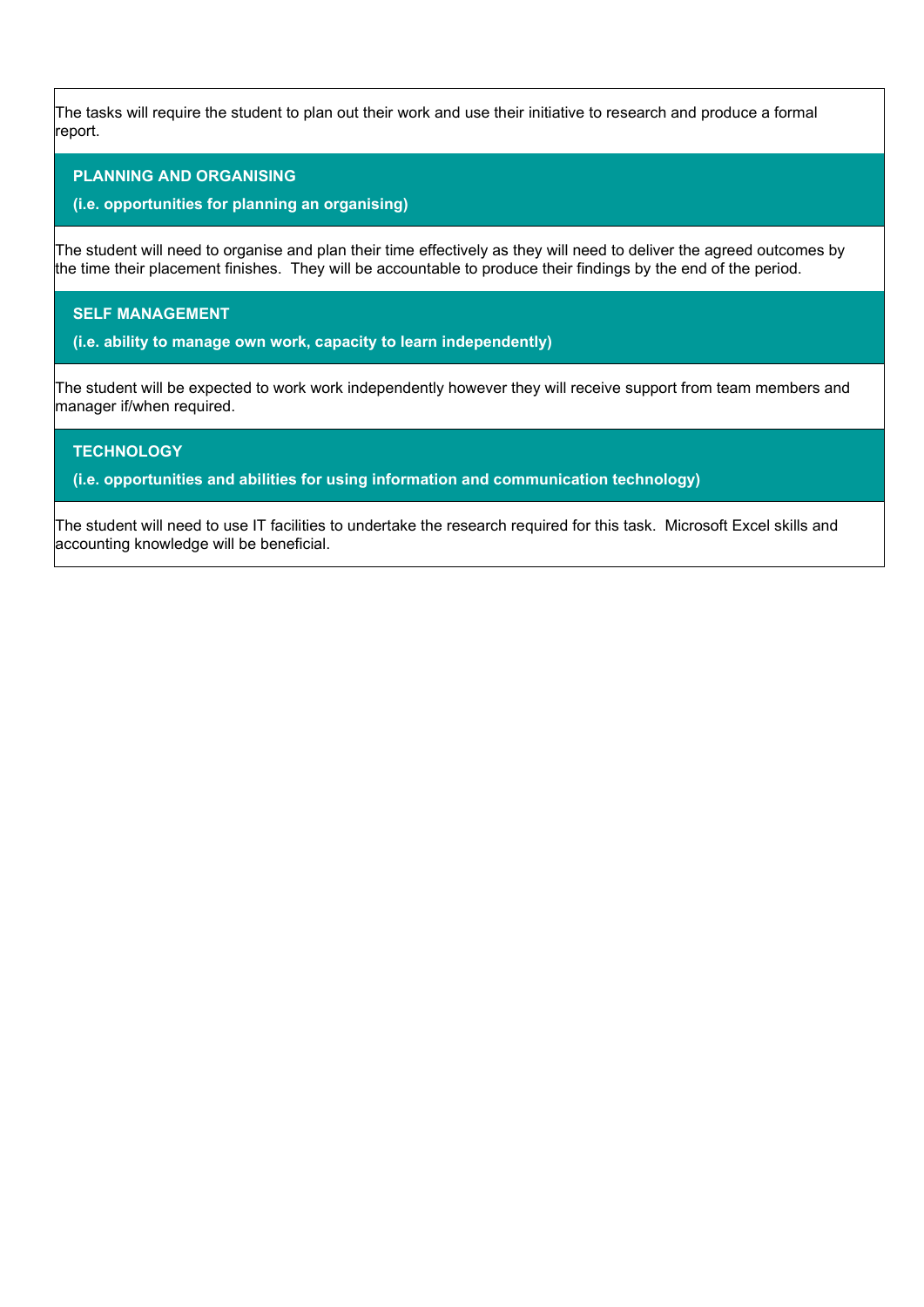The tasks will require the student to plan out their work and use their initiative to research and produce a formal report.

**PLANNING AND ORGANISING**

**(i.e. opportunities for planning an organising)**

The student will need to organise and plan their time effectively as they will need to deliver the agreed outcomes by the time their placement finishes. They will be accountable to produce their findings by the end of the period.

**SELF MANAGEMENT**

**(i.e. ability to manage own work, capacity to learn independently)**

The student will be expected to work work independently however they will receive support from team members and manager if/when required.

**TECHNOLOGY**

**(i.e. opportunities and abilities for using information and communication technology)**

The student will need to use IT facilities to undertake the research required for this task. Microsoft Excel skills and accounting knowledge will be beneficial.